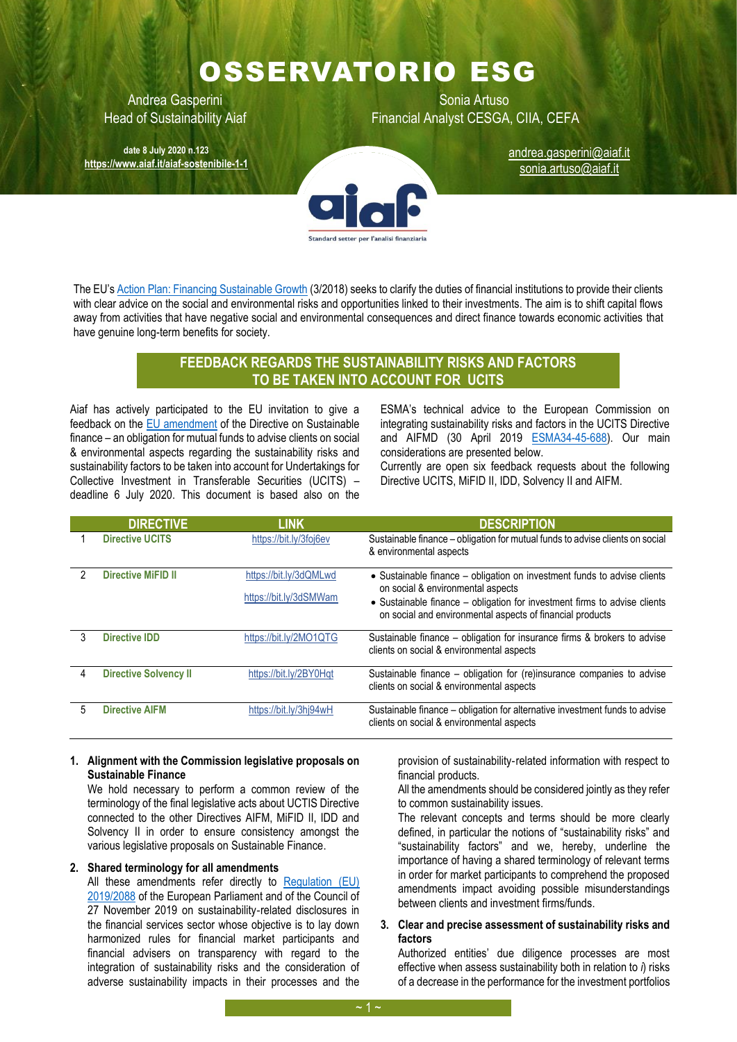# OSSERVATORIO ESG

Andrea Gasperini
Head of Sustainability Aiaf

Sonia Artuso
Financial Analyst CESGA, CIIA, CEFA

**date 8 July 2020 n.123**
**https://www.aiaf.it/aiaf-sostenibile-1-1**

andrea.gasperini@aiaf.it
sonia.artuso@aiaf.it

aiaf
Standard setter per l'analisi finanziaria

The EU's Action Plan: Financing Sustainable Growth (3/2018) seeks to clarify the duties of financial institutions to provide their clients with clear advice on the social and environmental risks and opportunities linked to their investments. The aim is to shift capital flows away from activities that have negative social and environmental consequences and direct finance towards economic activities that have genuine long-term benefits for society.

## FEEDBACK REGARDS THE SUSTAINABILITY RISKS AND FACTORS TO BE TAKEN INTO ACCOUNT FOR UCITS

Aiaf has actively participated to the EU invitation to give a feedback on the EU amendment of the Directive on Sustainable finance – an obligation for mutual funds to advise clients on social & environmental aspects regarding the sustainability risks and sustainability factors to be taken into account for Undertakings for Collective Investment in Transferable Securities (UCITS) – deadline 6 July 2020. This document is based also on the ESMA's technical advice to the European Commission on integrating sustainability risks and factors in the UCITS Directive and AIFMD (30 April 2019 ESMA34-45-688). Our main considerations are presented below.

Currently are open six feedback requests about the following Directive UCITS, MiFID II, IDD, Solvency II and AIFM.

| | DIRECTIVE | LINK | DESCRIPTION |
|---|---|---|---|
| 1 | **Directive UCITS** | https://bit.ly/3foj6ev | Sustainable finance – obligation for mutual funds to advise clients on social & environmental aspects |
| 2 | **Directive MiFID II** | https://bit.ly/3dQMLwd<br>https://bit.ly/3dSMWam | • Sustainable finance – obligation on investment funds to advise clients on social & environmental aspects<br>• Sustainable finance – obligation for investment firms to advise clients on social and environmental aspects of financial products |
| 3 | **Directive IDD** | https://bit.ly/2MO1QTG | Sustainable finance – obligation for insurance firms & brokers to advise clients on social & environmental aspects |
| 4 | **Directive Solvency II** | https://bit.ly/2BY0Hqt | Sustainable finance – obligation for (re)insurance companies to advise clients on social & environmental aspects |
| 5 | **Directive AIFM** | https://bit.ly/3hj94wH | Sustainable finance – obligation for alternative investment funds to advise clients on social & environmental aspects |

1. **Alignment with the Commission legislative proposals on Sustainable Finance**
   We hold necessary to perform a common review of the terminology of the final legislative acts about UCTIS Directive connected to the other Directives AIFM, MiFID II, IDD and Solvency II in order to ensure consistency amongst the various legislative proposals on Sustainable Finance.

2. **Shared terminology for all amendments**
   All these amendments refer directly to Regulation (EU) 2019/2088 of the European Parliament and of the Council of 27 November 2019 on sustainability-related disclosures in the financial services sector whose objective is to lay down harmonized rules for financial market participants and financial advisers on transparency with regard to the integration of sustainability risks and the consideration of adverse sustainability impacts in their processes and the provision of sustainability-related information with respect to financial products.
   All the amendments should be considered jointly as they refer to common sustainability issues.
   The relevant concepts and terms should be more clearly defined, in particular the notions of "sustainability risks" and "sustainability factors" and we, hereby, underline the importance of having a shared terminology of relevant terms in order for market participants to comprehend the proposed amendments impact avoiding possible misunderstandings between clients and investment firms/funds.

3. **Clear and precise assessment of sustainability risks and factors**
   Authorized entities' due diligence processes are most effective when assess sustainability both in relation to *i)* risks of a decrease in the performance for the investment portfolios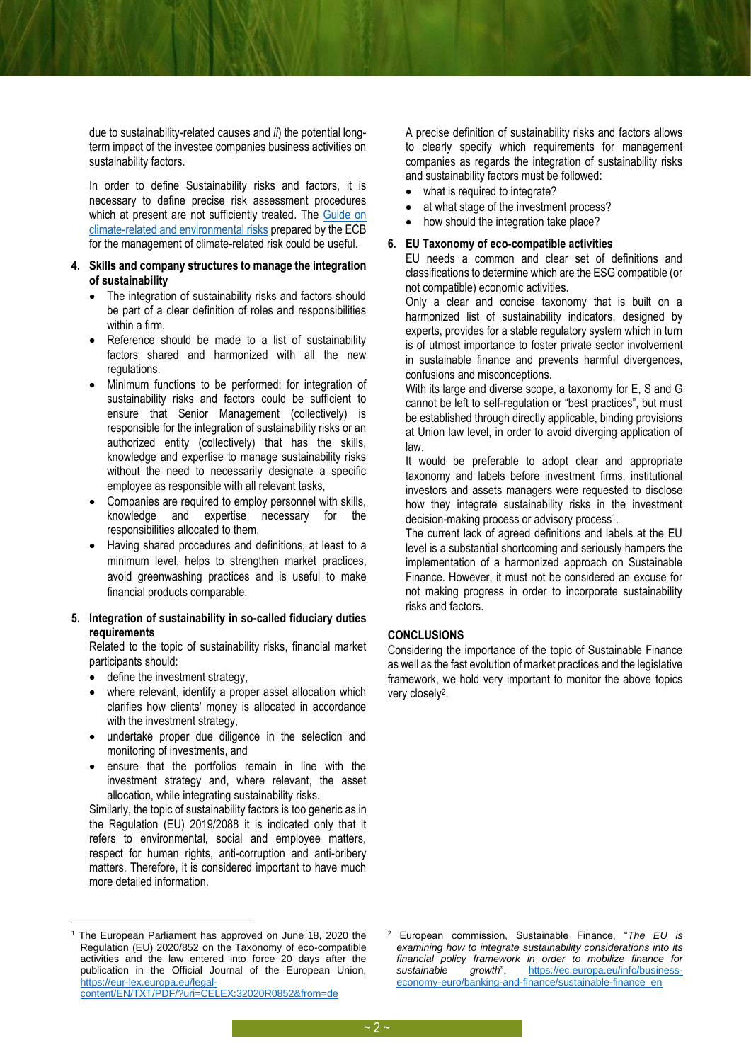due to sustainability-related causes and *ii*) the potential long-term impact of the investee companies business activities on sustainability factors.

In order to define Sustainability risks and factors, it is necessary to define precise risk assessment procedures which at present are not sufficiently treated. The [Guide on climate-related and environmental risks](#) prepared by the ECB for the management of climate-related risk could be useful.

4. **Skills and company structures to manage the integration of sustainability**
   - The integration of sustainability risks and factors should be part of a clear definition of roles and responsibilities within a firm.
   - Reference should be made to a list of sustainability factors shared and harmonized with all the new regulations.
   - Minimum functions to be performed: for integration of sustainability risks and factors could be sufficient to ensure that Senior Management (collectively) is responsible for the integration of sustainability risks or an authorized entity (collectively) that has the skills, knowledge and expertise to manage sustainability risks without the need to necessarily designate a specific employee as responsible with all relevant tasks,
   - Companies are required to employ personnel with skills, knowledge and expertise necessary for the responsibilities allocated to them,
   - Having shared procedures and definitions, at least to a minimum level, helps to strengthen market practices, avoid greenwashing practices and is useful to make financial products comparable.

5. **Integration of sustainability in so-called fiduciary duties requirements**

   Related to the topic of sustainability risks, financial market participants should:
   - define the investment strategy,
   - where relevant, identify a proper asset allocation which clarifies how clients' money is allocated in accordance with the investment strategy,
   - undertake proper due diligence in the selection and monitoring of investments, and
   - ensure that the portfolios remain in line with the investment strategy and, where relevant, the asset allocation, while integrating sustainability risks.

   Similarly, the topic of sustainability factors is too generic as in the Regulation (EU) 2019/2088 it is indicated only that it refers to environmental, social and employee matters, respect for human rights, anti-corruption and anti-bribery matters. Therefore, it is considered important to have much more detailed information.

   A precise definition of sustainability risks and factors allows to clearly specify which requirements for management companies as regards the integration of sustainability risks and sustainability factors must be followed:
   - what is required to integrate?
   - at what stage of the investment process?
   - how should the integration take place?

6. **EU Taxonomy of eco-compatible activities**

   EU needs a common and clear set of definitions and classifications to determine which are the ESG compatible (or not compatible) economic activities.

   Only a clear and concise taxonomy that is built on a harmonized list of sustainability indicators, designed by experts, provides for a stable regulatory system which in turn is of utmost importance to foster private sector involvement in sustainable finance and prevents harmful divergences, confusions and misconceptions.

   With its large and diverse scope, a taxonomy for E, S and G cannot be left to self-regulation or "best practices", but must be established through directly applicable, binding provisions at Union law level, in order to avoid diverging application of law.

   It would be preferable to adopt clear and appropriate taxonomy and labels before investment firms, institutional investors and assets managers were requested to disclose how they integrate sustainability risks in the investment decision-making process or advisory process[1].

   The current lack of agreed definitions and labels at the EU level is a substantial shortcoming and seriously hampers the implementation of a harmonized approach on Sustainable Finance. However, it must not be considered an excuse for not making progress in order to incorporate sustainability risks and factors.

**CONCLUSIONS**

Considering the importance of the topic of Sustainable Finance as well as the fast evolution of market practices and the legislative framework, we hold very important to monitor the above topics very closely[2].

---

[1] The European Parliament has approved on June 18, 2020 the Regulation (EU) 2020/852 on the Taxonomy of eco-compatible activities and the law entered into force 20 days after the publication in the Official Journal of the European Union, https://eur-lex.europa.eu/legal-content/EN/TXT/PDF/?uri=CELEX:32020R0852&from=de

[2] European commission, Sustainable Finance, "*The EU is examining how to integrate sustainability considerations into its financial policy framework in order to mobilize finance for sustainable growth*", https://ec.europa.eu/info/business-economy-euro/banking-and-finance/sustainable-finance_en